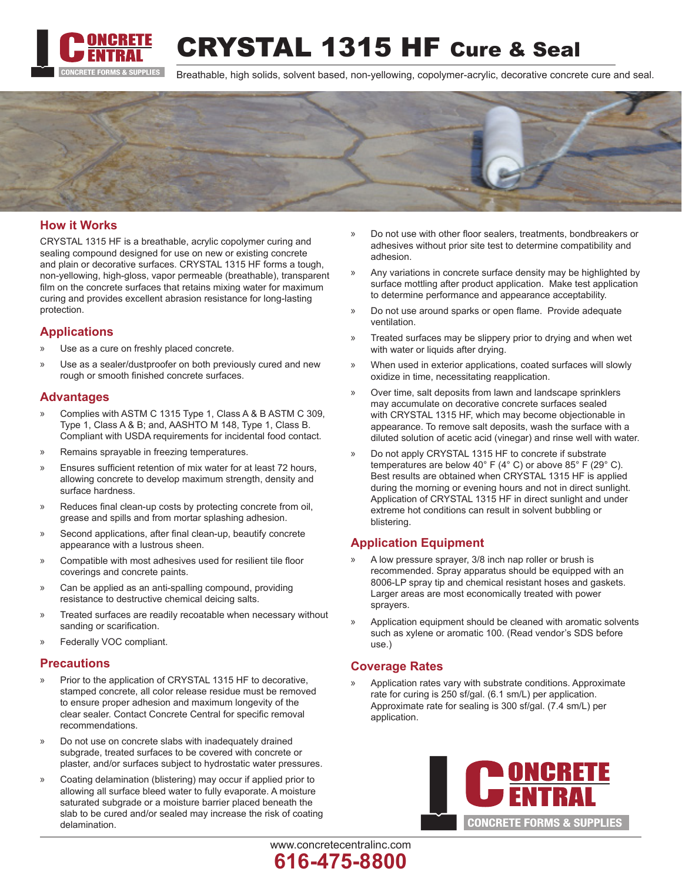# CRYSTAL 1315 HF Cure & Seal

Breathable, high solids, solvent based, non-yellowing, copolymer-acrylic, decorative concrete cure and seal.

## How it Works

CRYSTAL 1315 HF is a breathable, acrylic copolymer curing and sealing compound designed for use on new or existing concrete and plain or decorative surfaces. CRYSTAL 1315 HF forms a tough, non-yellowing, high-gloss, vapor permeable (breathable), transparent film on the concrete surfaces that retains mixing water for maximum curing and provides excellent abrasion resistance for long-lasting protection.

## Applications

» Use as a cure on freshly placed concrete.

» Use as a sealer/dustproofer on both previously cured and new rough or smooth finished concrete surfaces.

## Advantages

» Complies with ASTM C 1315 Type 1, Class A & B ASTM C 309, Type 1, Class A & B; and, AASHTO M 148, Type 1, Class B. Compliant with USDA requirements for incidental food contact.

» Remains sprayable in freezing temperatures.

» Ensures sufficient retention of mix water for at least 72 hours, allowing concrete to develop maximum strength, density and surface hardness.

» Reduces final clean-up costs by protecting concrete from oil, grease and spills and from mortar splashing adhesion.

» Second applications, after final clean-up, beautify concrete appearance with a lustrous sheen.

» Compatible with most adhesives used for resilient tile floor coverings and concrete paints.

» Can be applied as an anti-spalling compound, providing resistance to destructive chemical deicing salts.

» Treated surfaces are readily recoatable when necessary without sanding or scarification.

» Federally VOC compliant.

## Precautions

» Prior to the application of CRYSTAL 1315 HF to decorative, stamped concrete, all color release residue must be removed to ensure proper adhesion and maximum longevity of the clear sealer. Contact Concrete Central for specific removal recommendations.

» Do not use on concrete slabs with inadequately drained subgrade, treated surfaces to be covered with concrete or plaster, and/or surfaces subject to hydrostatic water pressures.

» Coating delamination (blistering) may occur if applied prior to allowing all surface bleed water to fully evaporate. A moisture saturated subgrade or a moisture barrier placed beneath the slab to be cured and/or sealed may increase the risk of coating delamination.

» Do not use with other floor sealers, treatments, bondbreakers or adhesives without prior site test to determine compatibility and adhesion.

» Any variations in concrete surface density may be highlighted by surface mottling after product application. Make test application to determine performance and appearance acceptability.

» Do not use around sparks or open flame. Provide adequate ventilation.

» Treated surfaces may be slippery prior to drying and when wet with water or liquids after drying.

» When used in exterior applications, coated surfaces will slowly oxidize in time, necessitating reapplication.

» Over time, salt deposits from lawn and landscape sprinklers may accumulate on decorative concrete surfaces sealed with CRYSTAL 1315 HF, which may become objectionable in appearance. To remove salt deposits, wash the surface with a diluted solution of acetic acid (vinegar) and rinse well with water.

» Do not apply CRYSTAL 1315 HF to concrete if substrate temperatures are below 40° F (4° C) or above 85° F (29° C). Best results are obtained when CRYSTAL 1315 HF is applied during the morning or evening hours and not in direct sunlight. Application of CRYSTAL 1315 HF in direct sunlight and under extreme hot conditions can result in solvent bubbling or blistering.

## Application Equipment

» A low pressure sprayer, 3/8 inch nap roller or brush is recommended. Spray apparatus should be equipped with an 8006-LP spray tip and chemical resistant hoses and gaskets. Larger areas are most economically treated with power sprayers.

» Application equipment should be cleaned with aromatic solvents such as xylene or aromatic 100. (Read vendor's SDS before use.)

## Coverage Rates

» Application rates vary with substrate conditions. Approximate rate for curing is 250 sf/gal. (6.1 sm/L) per application. Approximate rate for sealing is 300 sf/gal. (7.4 sm/L) per application.

CONCRETE CENTRAL
CONCRETE FORMS & SUPPLIES

www.concretecentralinc.com
**616-475-8800**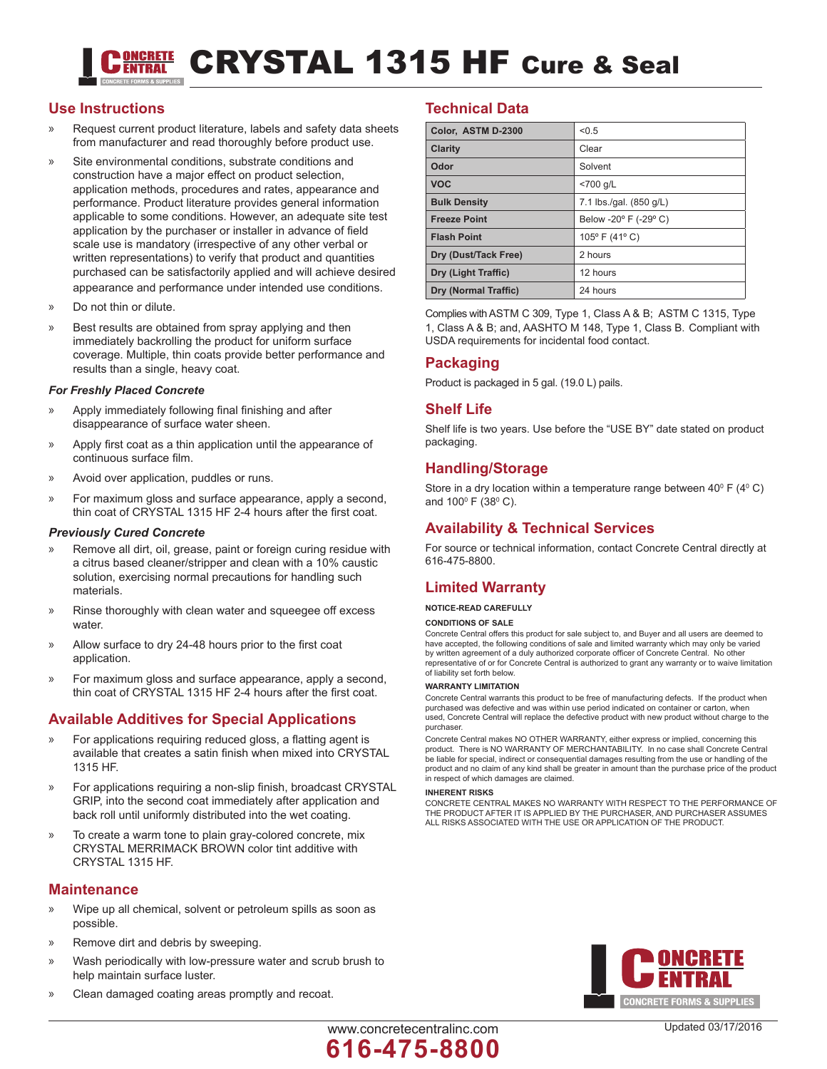# CRYSTAL 1315 HF Cure & Seal

## Use Instructions

- Request current product literature, labels and safety data sheets from manufacturer and read thoroughly before product use.
- Site environmental conditions, substrate conditions and construction have a major effect on product selection, application methods, procedures and rates, appearance and performance. Product literature provides general information applicable to some conditions. However, an adequate site test application by the purchaser or installer in advance of field scale use is mandatory (irrespective of any other verbal or written representations) to verify that product and quantities purchased can be satisfactorily applied and will achieve desired appearance and performance under intended use conditions.
- Do not thin or dilute.
- Best results are obtained from spray applying and then immediately backrolling the product for uniform surface coverage. Multiple, thin coats provide better performance and results than a single, heavy coat.

### *For Freshly Placed Concrete*

- Apply immediately following final finishing and after disappearance of surface water sheen.
- Apply first coat as a thin application until the appearance of continuous surface film.
- Avoid over application, puddles or runs.
- For maximum gloss and surface appearance, apply a second, thin coat of CRYSTAL 1315 HF 2-4 hours after the first coat.

### *Previously Cured Concrete*

- Remove all dirt, oil, grease, paint or foreign curing residue with a citrus based cleaner/stripper and clean with a 10% caustic solution, exercising normal precautions for handling such materials.
- Rinse thoroughly with clean water and squeegee off excess water.
- Allow surface to dry 24-48 hours prior to the first coat application.
- For maximum gloss and surface appearance, apply a second, thin coat of CRYSTAL 1315 HF 2-4 hours after the first coat.

## Available Additives for Special Applications

- For applications requiring reduced gloss, a flatting agent is available that creates a satin finish when mixed into CRYSTAL 1315 HF.
- For applications requiring a non-slip finish, broadcast CRYSTAL GRIP, into the second coat immediately after application and back roll until uniformly distributed into the wet coating.
- To create a warm tone to plain gray-colored concrete, mix CRYSTAL MERRIMACK BROWN color tint additive with CRYSTAL 1315 HF.

## Maintenance

- Wipe up all chemical, solvent or petroleum spills as soon as possible.
- Remove dirt and debris by sweeping.
- Wash periodically with low-pressure water and scrub brush to help maintain surface luster.
- Clean damaged coating areas promptly and recoat.

## Technical Data

| | |
|---|---|
| **Color, ASTM D-2300** | <0.5 |
| **Clarity** | Clear |
| **Odor** | Solvent |
| **VOC** | <700 g/L |
| **Bulk Density** | 7.1 lbs./gal. (850 g/L) |
| **Freeze Point** | Below -20º F (-29º C) |
| **Flash Point** | 105º F (41º C) |
| **Dry (Dust/Tack Free)** | 2 hours |
| **Dry (Light Traffic)** | 12 hours |
| **Dry (Normal Traffic)** | 24 hours |

Complies with ASTM C 309, Type 1, Class A & B; ASTM C 1315, Type 1, Class A & B; and, AASHTO M 148, Type 1, Class B. Compliant with USDA requirements for incidental food contact.

## Packaging

Product is packaged in 5 gal. (19.0 L) pails.

## Shelf Life

Shelf life is two years. Use before the "USE BY" date stated on product packaging.

## Handling/Storage

Store in a dry location within a temperature range between 40º F (4º C) and 100º F (38º C).

## Availability & Technical Services

For source or technical information, contact Concrete Central directly at 616-475-8800.

## Limited Warranty

**NOTICE-READ CAREFULLY**

**CONDITIONS OF SALE**

Concrete Central offers this product for sale subject to, and Buyer and all users are deemed to have accepted, the following conditions of sale and limited warranty which may only be varied by written agreement of a duly authorized corporate officer of Concrete Central. No other representative of or for Concrete Central is authorized to grant any warranty or to waive limitation of liability set forth below.

**WARRANTY LIMITATION**

Concrete Central warrants this product to be free of manufacturing defects. If the product when purchased was defective and was within use period indicated on container or carton, when used, Concrete Central will replace the defective product with new product without charge to the purchaser.

Concrete Central makes NO OTHER WARRANTY, either express or implied, concerning this product. There is NO WARRANTY OF MERCHANTABILITY. In no case shall Concrete Central be liable for special, indirect or consequential damages resulting from the use or handling of the product and no claim of any kind shall be greater in amount than the purchase price of the product in respect of which damages are claimed.

**INHERENT RISKS**

CONCRETE CENTRAL MAKES NO WARRANTY WITH RESPECT TO THE PERFORMANCE OF THE PRODUCT AFTER IT IS APPLIED BY THE PURCHASER, AND PURCHASER ASSUMES ALL RISKS ASSOCIATED WITH THE USE OR APPLICATION OF THE PRODUCT.

CONCRETE CENTRAL
CONCRETE FORMS & SUPPLIES

www.concretecentralinc.com

**616-475-8800**

Updated 03/17/2016